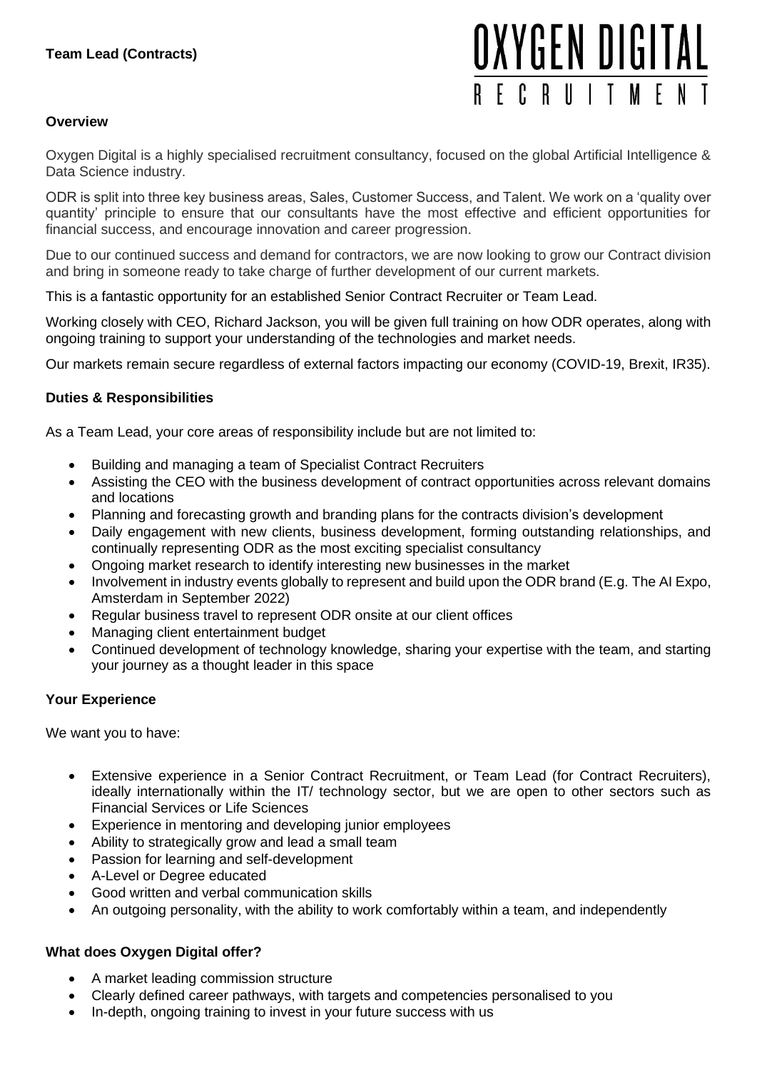**Team Lead (Contracts)**

OXYGEN DIGITAL RECRUITMENT

**Overview**

Oxygen Digital is a highly specialised recruitment consultancy, focused on the global Artificial Intelligence & Data Science industry.

ODR is split into three key business areas, Sales, Customer Success, and Talent. We work on a 'quality over quantity' principle to ensure that our consultants have the most effective and efficient opportunities for financial success, and encourage innovation and career progression.

Due to our continued success and demand for contractors, we are now looking to grow our Contract division and bring in someone ready to take charge of further development of our current markets.

This is a fantastic opportunity for an established Senior Contract Recruiter or Team Lead.

Working closely with CEO, Richard Jackson, you will be given full training on how ODR operates, along with ongoing training to support your understanding of the technologies and market needs.

Our markets remain secure regardless of external factors impacting our economy (COVID-19, Brexit, IR35).

**Duties & Responsibilities**

As a Team Lead, your core areas of responsibility include but are not limited to:

- Building and managing a team of Specialist Contract Recruiters
- Assisting the CEO with the business development of contract opportunities across relevant domains and locations
- Planning and forecasting growth and branding plans for the contracts division's development
- Daily engagement with new clients, business development, forming outstanding relationships, and continually representing ODR as the most exciting specialist consultancy
- Ongoing market research to identify interesting new businesses in the market
- Involvement in industry events globally to represent and build upon the ODR brand (E.g. The AI Expo, Amsterdam in September 2022)
- Regular business travel to represent ODR onsite at our client offices
- Managing client entertainment budget
- Continued development of technology knowledge, sharing your expertise with the team, and starting your journey as a thought leader in this space

**Your Experience**

We want you to have:

- Extensive experience in a Senior Contract Recruitment, or Team Lead (for Contract Recruiters), ideally internationally within the IT/ technology sector, but we are open to other sectors such as Financial Services or Life Sciences
- Experience in mentoring and developing junior employees
- Ability to strategically grow and lead a small team
- Passion for learning and self-development
- A-Level or Degree educated
- Good written and verbal communication skills
- An outgoing personality, with the ability to work comfortably within a team, and independently

**What does Oxygen Digital offer?**

- A market leading commission structure
- Clearly defined career pathways, with targets and competencies personalised to you
- In-depth, ongoing training to invest in your future success with us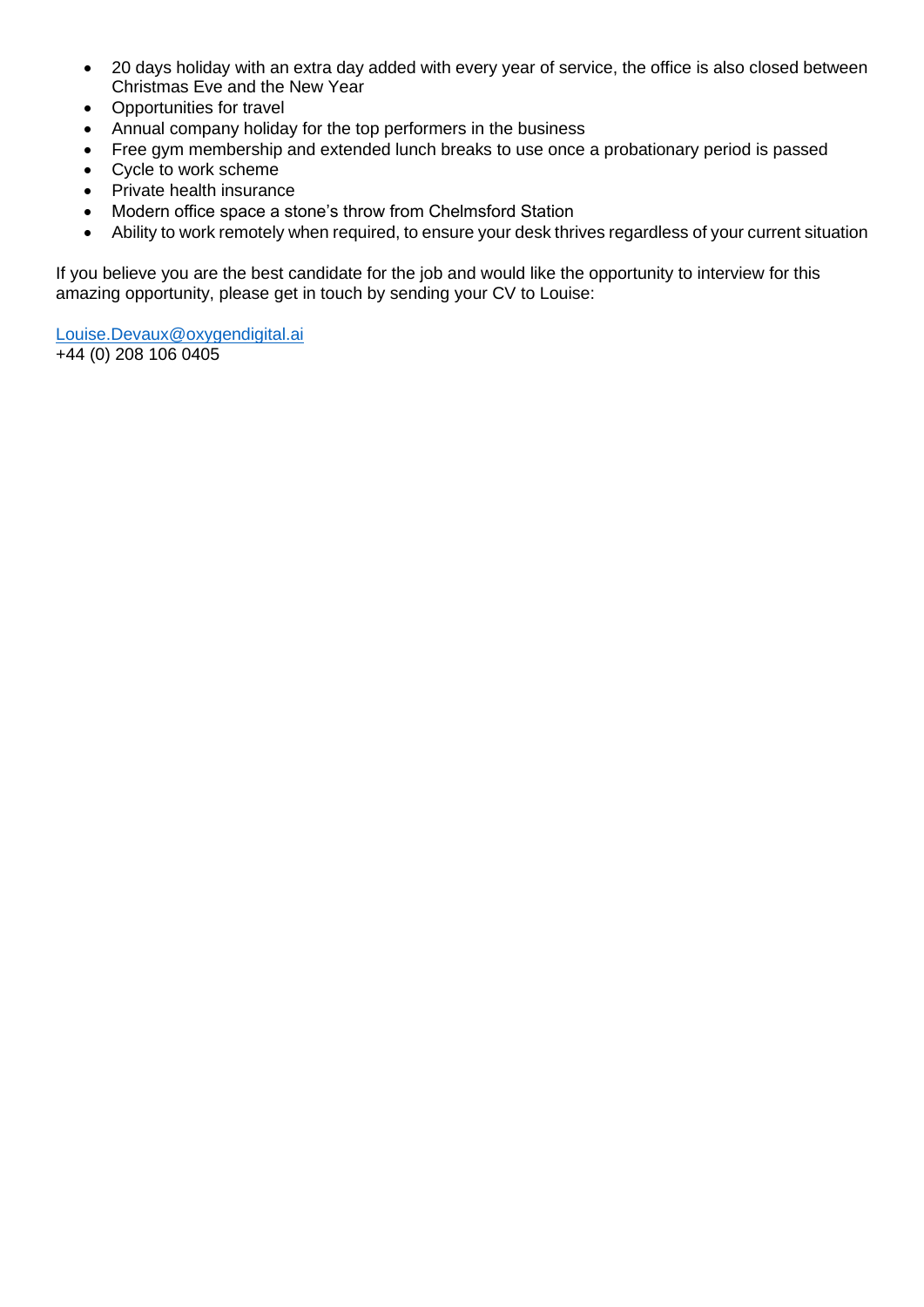- 20 days holiday with an extra day added with every year of service, the office is also closed between Christmas Eve and the New Year
- Opportunities for travel
- Annual company holiday for the top performers in the business
- Free gym membership and extended lunch breaks to use once a probationary period is passed
- Cycle to work scheme
- Private health insurance
- Modern office space a stone's throw from Chelmsford Station
- Ability to work remotely when required, to ensure your desk thrives regardless of your current situation

If you believe you are the best candidate for the job and would like the opportunity to interview for this amazing opportunity, please get in touch by sending your CV to Louise:

Louise.Devaux@oxygendigital.ai
+44 (0) 208 106 0405